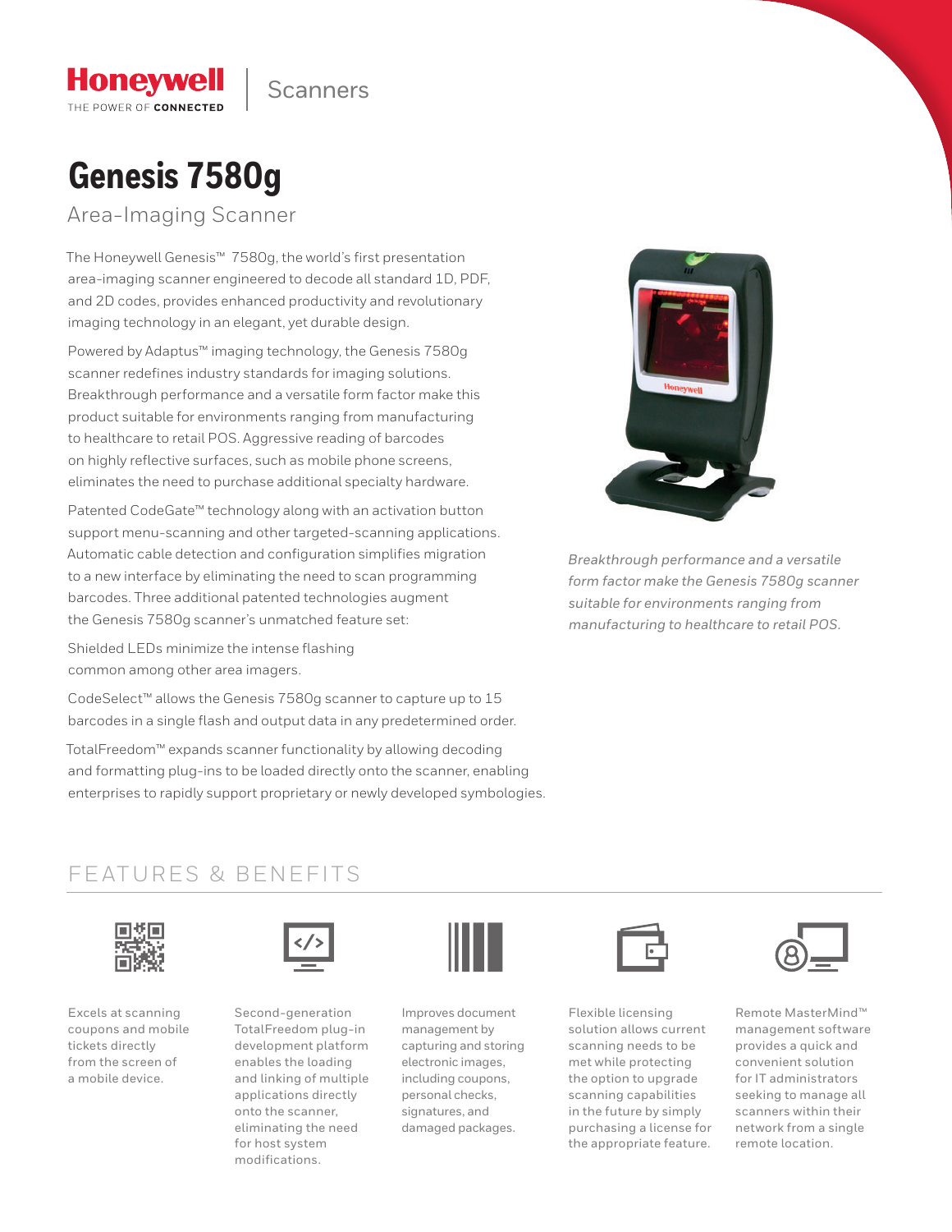Honeywell
THE POWER OF CONNECTED

Scanners

# Genesis 7580g

## Area-Imaging Scanner

The Honeywell Genesis™ 7580g, the world's first presentation area-imaging scanner engineered to decode all standard 1D, PDF, and 2D codes, provides enhanced productivity and revolutionary imaging technology in an elegant, yet durable design.

Powered by Adaptus™ imaging technology, the Genesis 7580g scanner redefines industry standards for imaging solutions. Breakthrough performance and a versatile form factor make this product suitable for environments ranging from manufacturing to healthcare to retail POS. Aggressive reading of barcodes on highly reflective surfaces, such as mobile phone screens, eliminates the need to purchase additional specialty hardware.

Patented CodeGate™ technology along with an activation button support menu-scanning and other targeted-scanning applications. Automatic cable detection and configuration simplifies migration to a new interface by eliminating the need to scan programming barcodes. Three additional patented technologies augment the Genesis 7580g scanner's unmatched feature set:

Shielded LEDs minimize the intense flashing common among other area imagers.

CodeSelect™ allows the Genesis 7580g scanner to capture up to 15 barcodes in a single flash and output data in any predetermined order.

TotalFreedom™ expands scanner functionality by allowing decoding and formatting plug-ins to be loaded directly onto the scanner, enabling enterprises to rapidly support proprietary or newly developed symbologies.

*Breakthrough performance and a versatile form factor make the Genesis 7580g scanner suitable for environments ranging from manufacturing to healthcare to retail POS.*

## FEATURES & BENEFITS

- Excels at scanning coupons and mobile tickets directly from the screen of a mobile device.
- Second-generation TotalFreedom plug-in development platform enables the loading and linking of multiple applications directly onto the scanner, eliminating the need for host system modifications.
- Improves document management by capturing and storing electronic images, including coupons, personal checks, signatures, and damaged packages.
- Flexible licensing solution allows current scanning needs to be met while protecting the option to upgrade scanning capabilities in the future by simply purchasing a license for the appropriate feature.
- Remote MasterMind™ management software provides a quick and convenient solution for IT administrators seeking to manage all scanners within their network from a single remote location.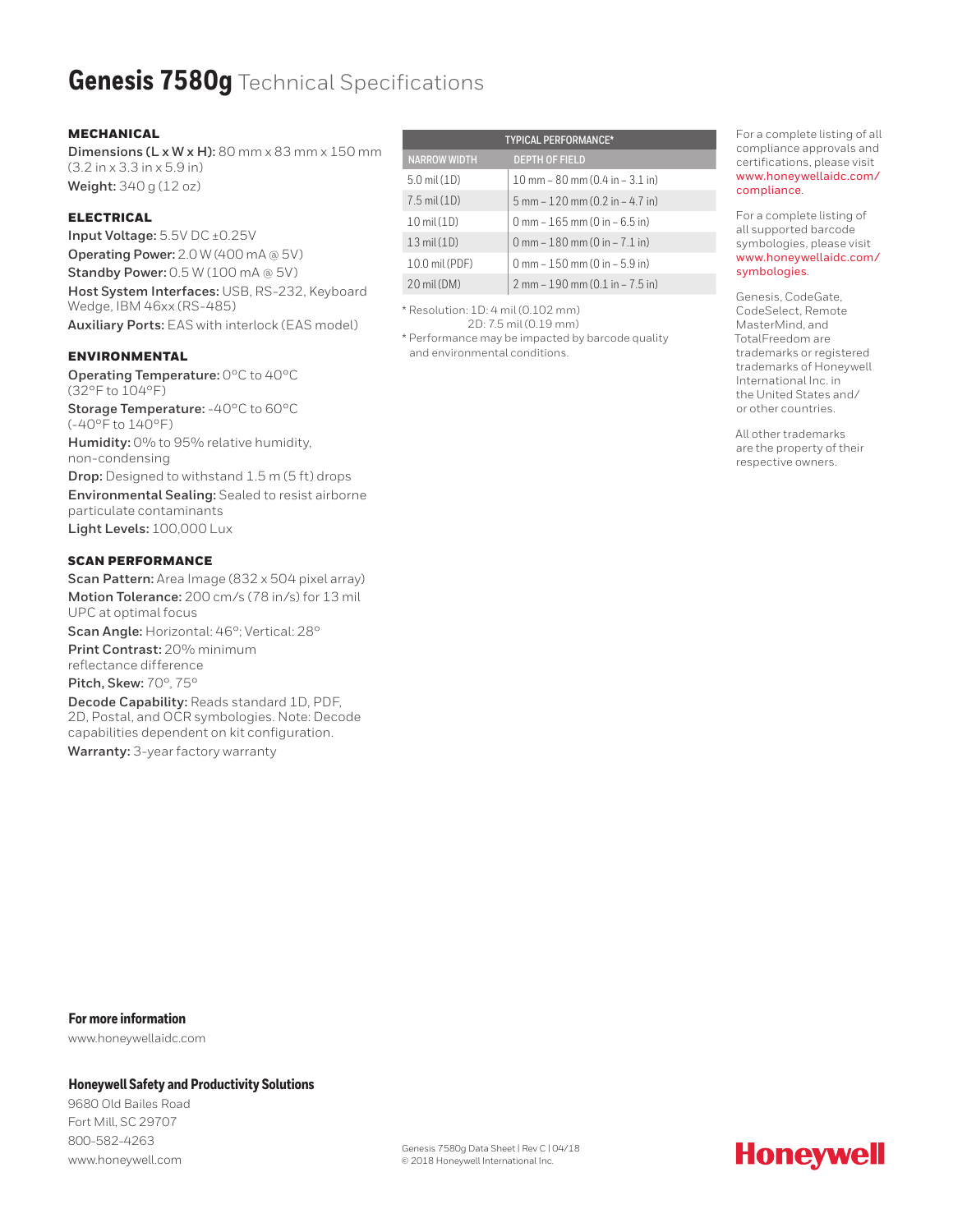# **Genesis 7580g** Technical Specifications

### MECHANICAL

**Dimensions (L x W x H):** 80 mm x 83 mm x 150 mm (3.2 in x 3.3 in x 5.9 in)

**Weight:** 340 g (12 oz)

### ELECTRICAL

**Input Voltage:** 5.5V DC ±0.25V

**Operating Power:** 2.0 W (400 mA @ 5V)

**Standby Power:** 0.5 W (100 mA @ 5V)

**Host System Interfaces:** USB, RS-232, Keyboard Wedge, IBM 46xx (RS-485)

**Auxiliary Ports:** EAS with interlock (EAS model)

### ENVIRONMENTAL

**Operating Temperature:** 0°C to 40°C (32°F to 104°F)

**Storage Temperature:** -40°C to 60°C (-40°F to 140°F)

**Humidity:** 0% to 95% relative humidity, non-condensing

**Drop:** Designed to withstand 1.5 m (5 ft) drops

**Environmental Sealing:** Sealed to resist airborne particulate contaminants

**Light Levels:** 100,000 Lux

### SCAN PERFORMANCE

**Scan Pattern:** Area Image (832 x 504 pixel array)

**Motion Tolerance:** 200 cm/s (78 in/s) for 13 mil UPC at optimal focus

**Scan Angle:** Horizontal: 46°; Vertical: 28°

**Print Contrast:** 20% minimum reflectance difference

**Pitch, Skew:** 70°, 75°

**Decode Capability:** Reads standard 1D, PDF, 2D, Postal, and OCR symbologies. Note: Decode capabilities dependent on kit configuration.

**Warranty:** 3-year factory warranty

| TYPICAL PERFORMANCE* | |
|---|---|
| NARROW WIDTH | DEPTH OF FIELD |
| 5.0 mil (1D) | 10 mm – 80 mm (0.4 in – 3.1 in) |
| 7.5 mil (1D) | 5 mm – 120 mm (0.2 in – 4.7 in) |
| 10 mil (1D) | 0 mm – 165 mm (0 in – 6.5 in) |
| 13 mil (1D) | 0 mm – 180 mm (0 in – 7.1 in) |
| 10.0 mil (PDF) | 0 mm – 150 mm (0 in – 5.9 in) |
| 20 mil (DM) | 2 mm – 190 mm (0.1 in – 7.5 in) |

\* Resolution: 1D: 4 mil (0.102 mm)
2D: 7.5 mil (0.19 mm)

\* Performance may be impacted by barcode quality and environmental conditions.

For a complete listing of all compliance approvals and certifications, please visit www.honeywellaidc.com/compliance.

For a complete listing of all supported barcode symbologies, please visit www.honeywellaidc.com/symbologies.

Genesis, CodeGate, CodeSelect, Remote MasterMind, and TotalFreedom are trademarks or registered trademarks of Honeywell International Inc. in the United States and/or other countries.

All other trademarks are the property of their respective owners.

**For more information**

www.honeywellaidc.com

**Honeywell Safety and Productivity Solutions**

9680 Old Bailes Road
Fort Mill, SC 29707
800-582-4263
www.honeywell.com

Genesis 7580g Data Sheet | Rev C | 04/18
© 2018 Honeywell International Inc.

**Honeywell**